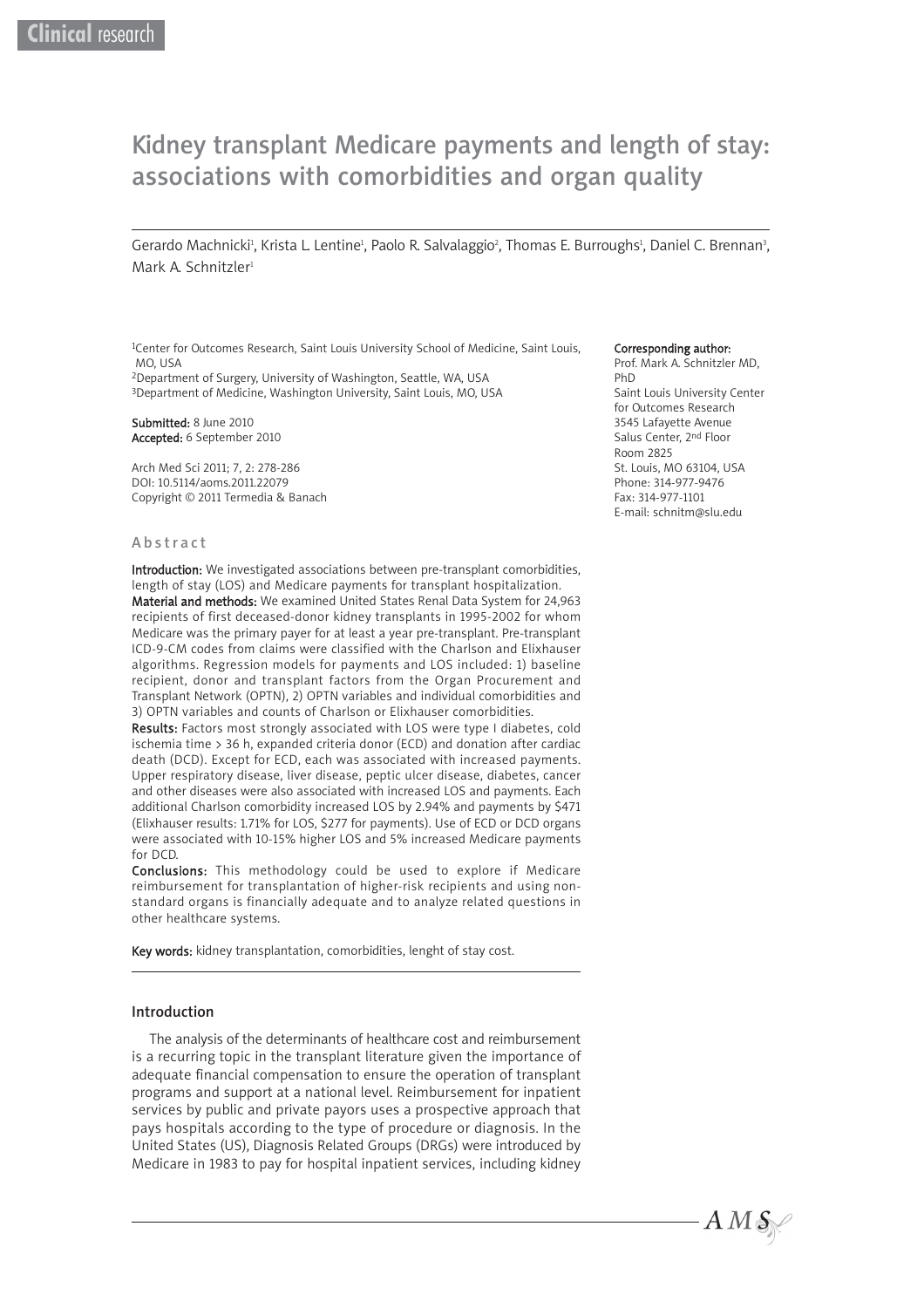Clinical research

# Kidney transplant Medicare payments and length of stay: associations with comorbidities and organ quality

Gerardo Machnicki[1], Krista L. Lentine[1], Paolo R. Salvalaggio[2], Thomas E. Burroughs[1], Daniel C. Brennan[3], Mark A. Schnitzler[1]

[1]Center for Outcomes Research, Saint Louis University School of Medicine, Saint Louis, MO, USA
[2]Department of Surgery, University of Washington, Seattle, WA, USA
[3]Department of Medicine, Washington University, Saint Louis, MO, USA

**Submitted:** 8 June 2010
**Accepted:** 6 September 2010

Arch Med Sci 2011; 7, 2: 278-286
DOI: 10.5114/aoms.2011.22079
Copyright © 2011 Termedia & Banach

**Corresponding author:**
Prof. Mark A. Schnitzler MD, PhD
Saint Louis University Center for Outcomes Research
3545 Lafayette Avenue
Salus Center, 2nd Floor
Room 2825
St. Louis, MO 63104, USA
Phone: 314-977-9476
Fax: 314-977-1101
E-mail: schnitm@slu.edu

## Abstract

**Introduction:** We investigated associations between pre-transplant comorbidities, length of stay (LOS) and Medicare payments for transplant hospitalization.

**Material and methods:** We examined United States Renal Data System for 24,963 recipients of first deceased-donor kidney transplants in 1995-2002 for whom Medicare was the primary payer for at least a year pre-transplant. Pre-transplant ICD-9-CM codes from claims were classified with the Charlson and Elixhauser algorithms. Regression models for payments and LOS included: 1) baseline recipient, donor and transplant factors from the Organ Procurement and Transplant Network (OPTN), 2) OPTN variables and individual comorbidities and 3) OPTN variables and counts of Charlson or Elixhauser comorbidities.

**Results:** Factors most strongly associated with LOS were type I diabetes, cold ischemia time > 36 h, expanded criteria donor (ECD) and donation after cardiac death (DCD). Except for ECD, each was associated with increased payments. Upper respiratory disease, liver disease, peptic ulcer disease, diabetes, cancer and other diseases were also associated with increased LOS and payments. Each additional Charlson comorbidity increased LOS by 2.94% and payments by $471 (Elixhauser results: 1.71% for LOS, $277 for payments). Use of ECD or DCD organs were associated with 10-15% higher LOS and 5% increased Medicare payments for DCD.

**Conclusions:** This methodology could be used to explore if Medicare reimbursement for transplantation of higher-risk recipients and using non-standard organs is financially adequate and to analyze related questions in other healthcare systems.

**Key words:** kidney transplantation, comorbidities, lenght of stay cost.

## Introduction

The analysis of the determinants of healthcare cost and reimbursement is a recurring topic in the transplant literature given the importance of adequate financial compensation to ensure the operation of transplant programs and support at a national level. Reimbursement for inpatient services by public and private payors uses a prospective approach that pays hospitals according to the type of procedure or diagnosis. In the United States (US), Diagnosis Related Groups (DRGs) were introduced by Medicare in 1983 to pay for hospital inpatient services, including kidney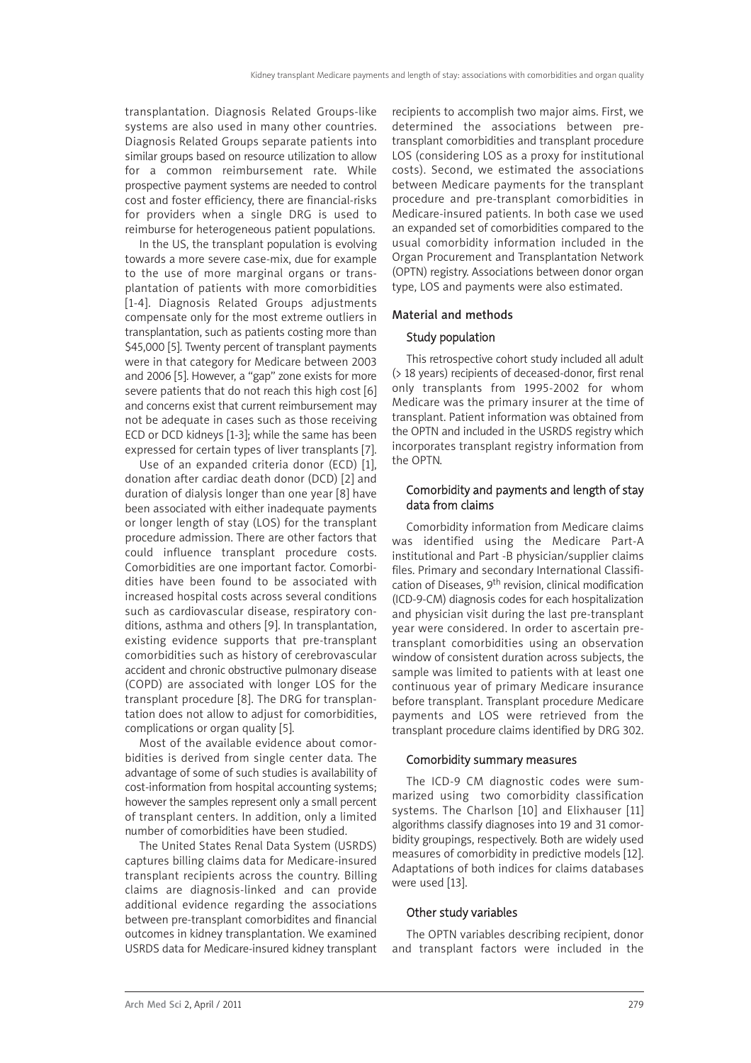transplantation. Diagnosis Related Groups-like systems are also used in many other countries. Diagnosis Related Groups separate patients into similar groups based on resource utilization to allow for a common reimbursement rate. While prospective payment systems are needed to control cost and foster efficiency, there are financial-risks for providers when a single DRG is used to reimburse for heterogeneous patient populations.

In the US, the transplant population is evolving towards a more severe case-mix, due for example to the use of more marginal organs or transplantation of patients with more comorbidities [1-4]. Diagnosis Related Groups adjustments compensate only for the most extreme outliers in transplantation, such as patients costing more than \$45,000 [5]. Twenty percent of transplant payments were in that category for Medicare between 2003 and 2006 [5]. However, a "gap" zone exists for more severe patients that do not reach this high cost [6] and concerns exist that current reimbursement may not be adequate in cases such as those receiving ECD or DCD kidneys [1-3]; while the same has been expressed for certain types of liver transplants [7].

Use of an expanded criteria donor (ECD) [1], donation after cardiac death donor (DCD) [2] and duration of dialysis longer than one year [8] have been associated with either inadequate payments or longer length of stay (LOS) for the transplant procedure admission. There are other factors that could influence transplant procedure costs. Comorbidities are one important factor. Comorbidities have been found to be associated with increased hospital costs across several conditions such as cardiovascular disease, respiratory conditions, asthma and others [9]. In transplantation, existing evidence supports that pre-transplant comorbidities such as history of cerebrovascular accident and chronic obstructive pulmonary disease (COPD) are associated with longer LOS for the transplant procedure [8]. The DRG for transplantation does not allow to adjust for comorbidities, complications or organ quality [5].

Most of the available evidence about comorbidities is derived from single center data. The advantage of some of such studies is availability of cost-information from hospital accounting systems; however the samples represent only a small percent of transplant centers. In addition, only a limited number of comorbidities have been studied.

The United States Renal Data System (USRDS) captures billing claims data for Medicare-insured transplant recipients across the country. Billing claims are diagnosis-linked and can provide additional evidence regarding the associations between pre-transplant comorbidites and financial outcomes in kidney transplantation. We examined USRDS data for Medicare-insured kidney transplant recipients to accomplish two major aims. First, we determined the associations between pre-transplant comorbidities and transplant procedure LOS (considering LOS as a proxy for institutional costs). Second, we estimated the associations between Medicare payments for the transplant procedure and pre-transplant comorbidities in Medicare-insured patients. In both case we used an expanded set of comorbidities compared to the usual comorbidity information included in the Organ Procurement and Transplantation Network (OPTN) registry. Associations between donor organ type, LOS and payments were also estimated.

## Material and methods

### Study population

This retrospective cohort study included all adult (> 18 years) recipients of deceased-donor, first renal only transplants from 1995-2002 for whom Medicare was the primary insurer at the time of transplant. Patient information was obtained from the OPTN and included in the USRDS registry which incorporates transplant registry information from the OPTN.

### Comorbidity and payments and length of stay data from claims

Comorbidity information from Medicare claims was identified using the Medicare Part-A institutional and Part -B physician/supplier claims files. Primary and secondary International Classification of Diseases, 9th revision, clinical modification (ICD-9-CM) diagnosis codes for each hospitalization and physician visit during the last pre-transplant year were considered. In order to ascertain pre-transplant comorbidities using an observation window of consistent duration across subjects, the sample was limited to patients with at least one continuous year of primary Medicare insurance before transplant. Transplant procedure Medicare payments and LOS were retrieved from the transplant procedure claims identified by DRG 302.

### Comorbidity summary measures

The ICD-9 CM diagnostic codes were summarized using two comorbidity classification systems. The Charlson [10] and Elixhauser [11] algorithms classify diagnoses into 19 and 31 comorbidity groupings, respectively. Both are widely used measures of comorbidity in predictive models [12]. Adaptations of both indices for claims databases were used [13].

### Other study variables

The OPTN variables describing recipient, donor and transplant factors were included in the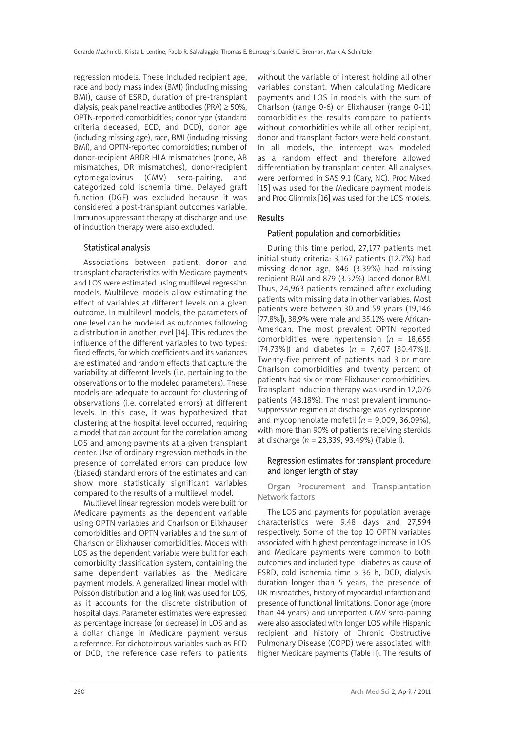regression models. These included recipient age, race and body mass index (BMI) (including missing BMI), cause of ESRD, duration of pre-transplant dialysis, peak panel reactive antibodies (PRA) ≥ 50%, OPTN-reported comorbidities; donor type (standard criteria deceased, ECD, and DCD), donor age (including missing age), race, BMI (including missing BMI), and OPTN-reported comorbidties; number of donor-recipient ABDR HLA mismatches (none, AB mismatches, DR mismatches), donor-recipient cytomegalovirus (CMV) sero-pairing, and categorized cold ischemia time. Delayed graft function (DGF) was excluded because it was considered a post-transplant outcomes variable. Immunosuppressant therapy at discharge and use of induction therapy were also excluded.

### Statistical analysis

Associations between patient, donor and transplant characteristics with Medicare payments and LOS were estimated using multilevel regression models. Multilevel models allow estimating the effect of variables at different levels on a given outcome. In multilevel models, the parameters of one level can be modeled as outcomes following a distribution in another level [14]. This reduces the influence of the different variables to two types: fixed effects, for which coefficients and its variances are estimated and random effects that capture the variability at different levels (i.e. pertaining to the observations or to the modeled parameters). These models are adequate to account for clustering of observations (i.e. correlated errors) at different levels. In this case, it was hypothesized that clustering at the hospital level occurred, requiring a model that can account for the correlation among LOS and among payments at a given transplant center. Use of ordinary regression methods in the presence of correlated errors can produce low (biased) standard errors of the estimates and can show more statistically significant variables compared to the results of a multilevel model.

Multilevel linear regression models were built for Medicare payments as the dependent variable using OPTN variables and Charlson or Elixhauser comorbidities and OPTN variables and the sum of Charlson or Elixhauser comorbidities. Models with LOS as the dependent variable were built for each comorbidity classification system, containing the same dependent variables as the Medicare payment models. A generalized linear model with Poisson distribution and a log link was used for LOS, as it accounts for the discrete distribution of hospital days. Parameter estimates were expressed as percentage increase (or decrease) in LOS and as a dollar change in Medicare payment versus a reference. For dichotomous variables such as ECD or DCD, the reference case refers to patients without the variable of interest holding all other variables constant. When calculating Medicare payments and LOS in models with the sum of Charlson (range 0-6) or Elixhauser (range 0-11) comorbidities the results compare to patients without comorbidities while all other recipient, donor and transplant factors were held constant. In all models, the intercept was modeled as a random effect and therefore allowed differentiation by transplant center. All analyses were performed in SAS 9.1 (Cary, NC). Proc Mixed [15] was used for the Medicare payment models and Proc Glimmix [16] was used for the LOS models.

## Results

### Patient population and comorbidities

During this time period, 27,177 patients met initial study criteria: 3,167 patients (12.7%) had missing donor age, 846 (3.39%) had missing recipient BMI and 879 (3.52%) lacked donor BMI. Thus, 24,963 patients remained after excluding patients with missing data in other variables. Most patients were between 30 and 59 years (19,146 [77.8%]), 38,9% were male and 35.11% were African-American. The most prevalent OPTN reported comorbidities were hypertension (*n* = 18,655 [74.73%]) and diabetes (*n* = 7,607 [30.47%]). Twenty-five percent of patients had 3 or more Charlson comorbidities and twenty percent of patients had six or more Elixhauser comorbidities. Transplant induction therapy was used in 12,026 patients (48.18%). The most prevalent immunosuppressive regimen at discharge was cyclosporine and mycophenolate mofetil (*n* = 9,009, 36.09%), with more than 90% of patients receiving steroids at discharge (*n* = 23,339, 93.49%) (Table I).

### Regression estimates for transplant procedure and longer length of stay

#### Organ Procurement and Transplantation Network factors

The LOS and payments for population average characteristics were 9.48 days and 27,594 respectively. Some of the top 10 OPTN variables associated with highest percentage increase in LOS and Medicare payments were common to both outcomes and included type I diabetes as cause of ESRD, cold ischemia time > 36 h, DCD, dialysis duration longer than 5 years, the presence of DR mismatches, history of myocardial infarction and presence of functional limitations. Donor age (more than 44 years) and unreported CMV sero-pairing were also associated with longer LOS while Hispanic recipient and history of Chronic Obstructive Pulmonary Disease (COPD) were associated with higher Medicare payments (Table II). The results of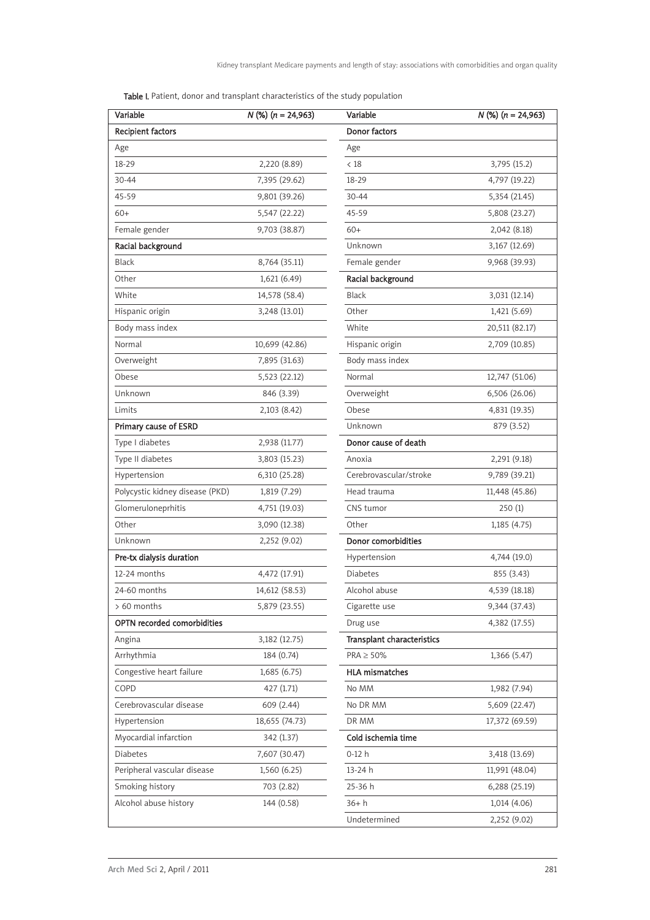**Table I.** Patient, donor and transplant characteristics of the study population

| Variable | *N* (%) (*n* = 24,963) | Variable | *N* (%) (*n* = 24,963) |
|---|---|---|---|
| **Recipient factors** | | **Donor factors** | |
| Age | | Age | |
| 18-29 | 2,220 (8.89) | < 18 | 3,795 (15.2) |
| 30-44 | 7,395 (29.62) | 18-29 | 4,797 (19.22) |
| 45-59 | 9,801 (39.26) | 30-44 | 5,354 (21.45) |
| 60+ | 5,547 (22.22) | 45-59 | 5,808 (23.27) |
| Female gender | 9,703 (38.87) | 60+ | 2,042 (8.18) |
| **Racial background** | | Unknown | 3,167 (12.69) |
| Black | 8,764 (35.11) | Female gender | 9,968 (39.93) |
| Other | 1,621 (6.49) | **Racial background** | |
| White | 14,578 (58.4) | Black | 3,031 (12.14) |
| Hispanic origin | 3,248 (13.01) | Other | 1,421 (5.69) |
| Body mass index | | White | 20,511 (82.17) |
| Normal | 10,699 (42.86) | Hispanic origin | 2,709 (10.85) |
| Overweight | 7,895 (31.63) | Body mass index | |
| Obese | 5,523 (22.12) | Normal | 12,747 (51.06) |
| Unknown | 846 (3.39) | Overweight | 6,506 (26.06) |
| Limits | 2,103 (8.42) | Obese | 4,831 (19.35) |
| **Primary cause of ESRD** | | Unknown | 879 (3.52) |
| Type I diabetes | 2,938 (11.77) | **Donor cause of death** | |
| Type II diabetes | 3,803 (15.23) | Anoxia | 2,291 (9.18) |
| Hypertension | 6,310 (25.28) | Cerebrovascular/stroke | 9,789 (39.21) |
| Polycystic kidney disease (PKD) | 1,819 (7.29) | Head trauma | 11,448 (45.86) |
| Glomerulonephritis | 4,751 (19.03) | CNS tumor | 250 (1) |
| Other | 3,090 (12.38) | Other | 1,185 (4.75) |
| Unknown | 2,252 (9.02) | **Donor comorbidities** | |
| **Pre-tx dialysis duration** | | Hypertension | 4,744 (19.0) |
| 12-24 months | 4,472 (17.91) | Diabetes | 855 (3.43) |
| 24-60 months | 14,612 (58.53) | Alcohol abuse | 4,539 (18.18) |
| > 60 months | 5,879 (23.55) | Cigarette use | 9,344 (37.43) |
| **OPTN recorded comorbidities** | | Drug use | 4,382 (17.55) |
| Angina | 3,182 (12.75) | **Transplant characteristics** | |
| Arrhythmia | 184 (0.74) | PRA ≥ 50% | 1,366 (5.47) |
| Congestive heart failure | 1,685 (6.75) | **HLA mismatches** | |
| COPD | 427 (1.71) | No MM | 1,982 (7.94) |
| Cerebrovascular disease | 609 (2.44) | No DR MM | 5,609 (22.47) |
| Hypertension | 18,655 (74.73) | DR MM | 17,372 (69.59) |
| Myocardial infarction | 342 (1.37) | **Cold ischemia time** | |
| Diabetes | 7,607 (30.47) | 0-12 h | 3,418 (13.69) |
| Peripheral vascular disease | 1,560 (6.25) | 13-24 h | 11,991 (48.04) |
| Smoking history | 703 (2.82) | 25-36 h | 6,288 (25.19) |
| Alcohol abuse history | 144 (0.58) | 36+ h | 1,014 (4.06) |
| | | Undetermined | 2,252 (9.02) |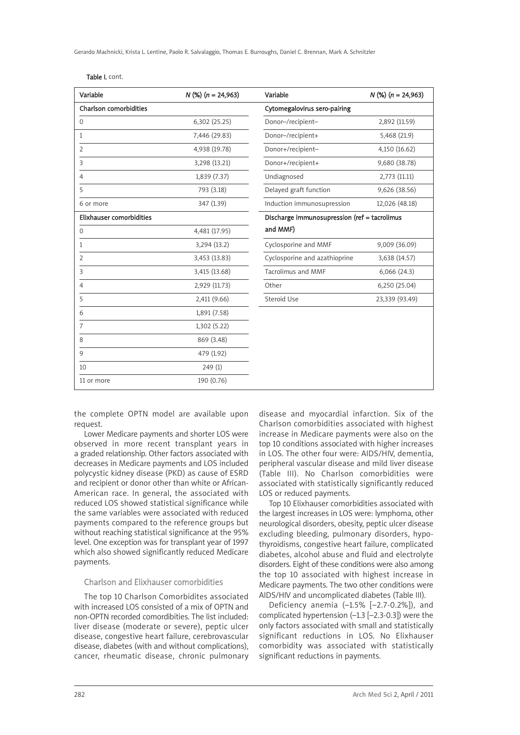Table I. cont.

| Variable | N (%) (n = 24,963) | Variable | N (%) (n = 24,963) |
|---|---|---|---|
| **Charlson comorbidities** | | **Cytomegalovirus sero-pairing** | |
| 0 | 6,302 (25.25) | Donor–/recipient– | 2,892 (11.59) |
| 1 | 7,446 (29.83) | Donor–/recipient+ | 5,468 (21.9) |
| 2 | 4,938 (19.78) | Donor+/recipient– | 4,150 (16.62) |
| 3 | 3,298 (13.21) | Donor+/recipient+ | 9,680 (38.78) |
| 4 | 1,839 (7.37) | Undiagnosed | 2,773 (11.11) |
| 5 | 793 (3.18) | Delayed graft function | 9,626 (38.56) |
| 6 or more | 347 (1.39) | Induction immunosupression | 12,026 (48.18) |
| **Elixhauser comorbidities** | | **Discharge immunosupression (ref = tacrolimus and MMF)** | |
| 0 | 4,481 (17.95) | | |
| 1 | 3,294 (13.2) | Cyclosporine and MMF | 9,009 (36.09) |
| 2 | 3,453 (13.83) | Cyclosporine and azathioprine | 3,638 (14.57) |
| 3 | 3,415 (13.68) | Tacrolimus and MMF | 6,066 (24.3) |
| 4 | 2,929 (11.73) | Other | 6,250 (25.04) |
| 5 | 2,411 (9.66) | Steroid Use | 23,339 (93.49) |
| 6 | 1,891 (7.58) | | |
| 7 | 1,302 (5.22) | | |
| 8 | 869 (3.48) | | |
| 9 | 479 (1.92) | | |
| 10 | 249 (1) | | |
| 11 or more | 190 (0.76) | | |

the complete OPTN model are available upon request.

Lower Medicare payments and shorter LOS were observed in more recent transplant years in a graded relationship. Other factors associated with decreases in Medicare payments and LOS included polycystic kidney disease (PKD) as cause of ESRD and recipient or donor other than white or African-American race. In general, the associated with reduced LOS showed statistical significance while the same variables were associated with reduced payments compared to the reference groups but without reaching statistical significance at the 95% level. One exception was for transplant year of 1997 which also showed significantly reduced Medicare payments.

### Charlson and Elixhauser comorbidities

The top 10 Charlson Comorbidites associated with increased LOS consisted of a mix of OPTN and non-OPTN recorded comordibities. The list included: liver disease (moderate or severe), peptic ulcer disease, congestive heart failure, cerebrovascular disease, diabetes (with and without complications), cancer, rheumatic disease, chronic pulmonary disease and myocardial infarction. Six of the Charlson comorbidities associated with highest increase in Medicare payments were also on the top 10 conditions associated with higher increases in LOS. The other four were: AIDS/HIV, dementia, peripheral vascular disease and mild liver disease (Table III). No Charlson comorbidities were associated with statistically significantly reduced LOS or reduced payments.

Top 10 Elixhauser comorbidities associated with the largest increases in LOS were: lymphoma, other neurological disorders, obesity, peptic ulcer disease excluding bleeding, pulmonary disorders, hypothyroidisms, congestive heart failure, complicated diabetes, alcohol abuse and fluid and electrolyte disorders. Eight of these conditions were also among the top 10 associated with highest increase in Medicare payments. The two other conditions were AIDS/HIV and uncomplicated diabetes (Table III).

Deficiency anemia (–1.5% [–2.7-0.2%]), and complicated hypertension (–1.3 [–2.3-0.3]) were the only factors associated with small and statistically significant reductions in LOS. No Elixhauser comorbidity was associated with statistically significant reductions in payments.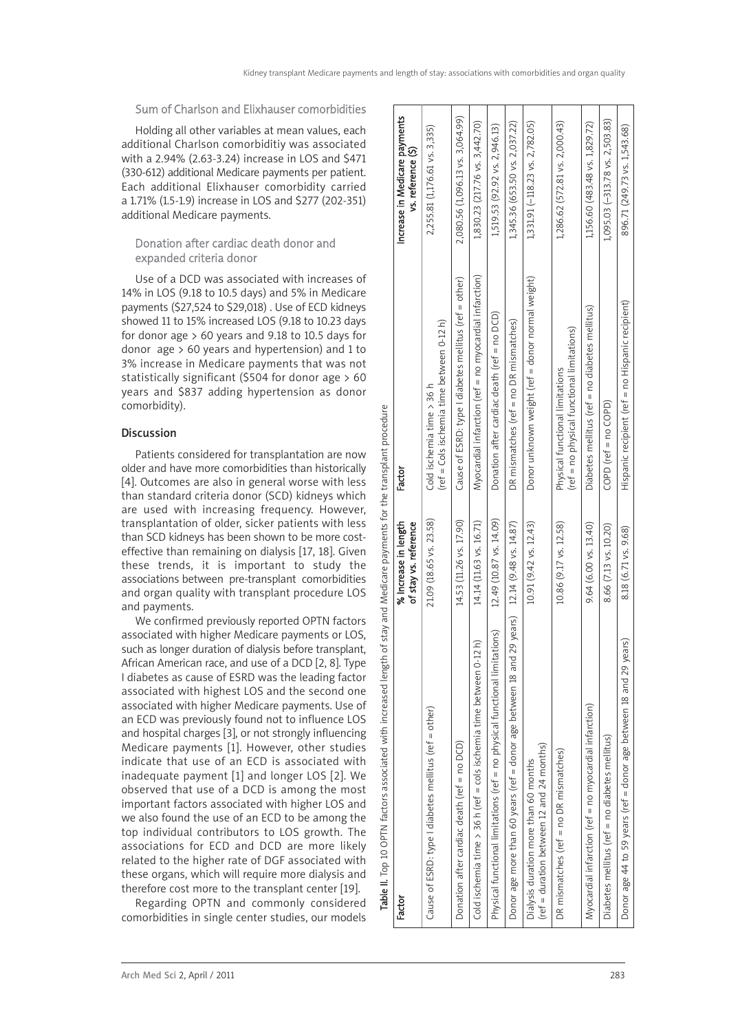### Sum of Charlson and Elixhauser comorbidities

Holding all other variables at mean values, each additional Charlson comorbiditiy was associated with a 2.94% (2.63-3.24) increase in LOS and $471 (330-612) additional Medicare payments per patient. Each additional Elixhauser comorbidity carried a 1.71% (1.5-1.9) increase in LOS and $277 (202-351) additional Medicare payments.

### Donation after cardiac death donor and expanded criteria donor

Use of a DCD was associated with increases of 14% in LOS (9.18 to 10.5 days) and 5% in Medicare payments ($27,524 to $29,018) . Use of ECD kidneys showed 11 to 15% increased LOS (9.18 to 10.23 days for donor age > 60 years and 9.18 to 10.5 days for donor age > 60 years and hypertension) and 1 to 3% increase in Medicare payments that was not statistically significant ($504 for donor age > 60 years and $837 adding hypertension as donor comorbidity).

## Discussion

Patients considered for transplantation are now older and have more comorbidities than historically [4]. Outcomes are also in general worse with less than standard criteria donor (SCD) kidneys which are used with increasing frequency. However, transplantation of older, sicker patients with less than SCD kidneys has been shown to be more cost-effective than remaining on dialysis [17, 18]. Given these trends, it is important to study the associations between pre-transplant comorbidities and organ quality with transplant procedure LOS and payments.

We confirmed previously reported OPTN factors associated with higher Medicare payments or LOS, such as longer duration of dialysis before transplant, African American race, and use of a DCD [2, 8]. Type I diabetes as cause of ESRD was the leading factor associated with highest LOS and the second one associated with higher Medicare payments. Use of an ECD was previously found not to influence LOS and hospital charges [3], or not strongly influencing Medicare payments [1]. However, other studies indicate that use of an ECD is associated with inadequate payment [1] and longer LOS [2]. We observed that use of a DCD is among the most important factors associated with higher LOS and we also found the use of an ECD to be among the top individual contributors to LOS growth. The associations for ECD and DCD are more likely related to the higher rate of DGF associated with these organs, which will require more dialysis and therefore cost more to the transplant center [19].

Regarding OPTN and commonly considered comorbidities in single center studies, our models

**Table II.** Top 10 OPTN factors associated with increased length of stay and Medicare payments for the transplant procedure

| Factor | % Increase in length of stay vs. reference | Factor | Increase in Medicare payments vs. reference ($) |
|---|---|---|---|
| Cause of ESRD: type I diabetes mellitus (ref = other) | 21.09 (18.65 vs. 23.58) | Cold ischemia time > 36 h (ref = Cols ischemia time between 0-12 h) | 2,255.81 (1,176.61 vs. 3,335) |
| Donation after cardiac death (ref = no DCD) | 14.53 (11.26 vs. 17.90) | Cause of ESRD: type I diabetes mellitus (ref = other) | 2,080.56 (1,096.13 vs. 3,064.99) |
| Cold ischemia time > 36 h (ref = cols ischemia time between 0-12 h) | 14.14 (11.63 vs. 16.71) | Myocardial infarction (ref = no myocardial infarction) | 1,830.23 (217.76 vs. 3,442.70) |
| Physical functional limitations (ref = no physical functional limitations) | 12.49 (10.87 vs. 14.09) | Donation after cardiac death (ref = no DCD) | 1,519.53 (92.92 vs. 2,946.13) |
| Donor age more than 60 years (ref = donor age between 18 and 29 years) | 12.14 (9.48 vs. 14.87) | DR mismatches (ref = no DR mismatches) | 1,345.36 (653.50 vs. 2,037.22) |
| Dialysis duration more than 60 months (ref = duration between 12 and 24 months) | 10.91 (9.42 vs. 12.43) | Donor unknown weight (ref = donor normal weight) | 1,331.91 (–118.23 vs. 2,782.05) |
| DR mismatches (ref = no DR mismatches) | 10.86 (9.17 vs. 12.58) | Physical functional limitations (ref = no physical functional limitations) | 1,286.62 (572.81 vs. 2,000.43) |
| Myocardial infarction (ref = no myocardial infarction) | 9.64 (6.00 vs. 13.40) | Diabetes mellitus (ref = no diabetes mellitus) | 1,156.60 (483.48 vs. 1,829.72) |
| Diabetes mellitus (ref = no diabetes mellitus) | 8.66 (7.13 vs. 10.20) | COPD (ref = no COPD) | 1,095.03 (–313.78 vs. 2,503.83) |
| Donor age 44 to 59 years (ref = donor age between 18 and 29 years) | 8.18 (6.71 vs. 9.68) | Hispanic recipient (ref = no Hispanic recipient) | 896.71 (249.73 vs. 1,543.68) |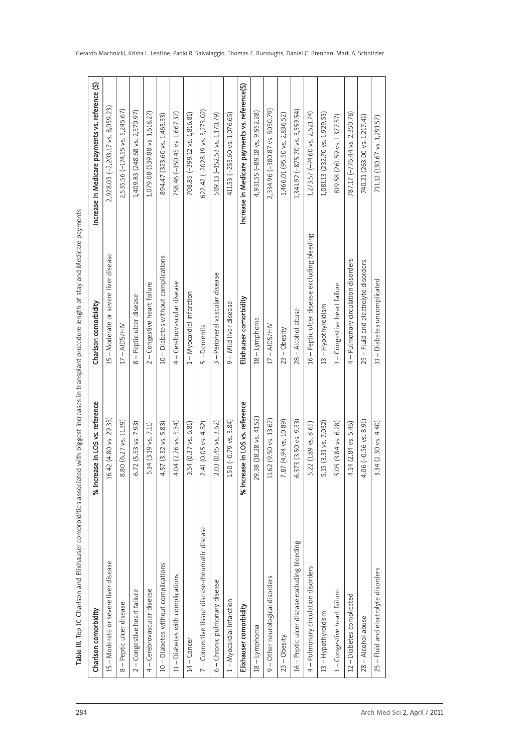**Table III.** Top 10 Charlson and Elixhauser comorbidities associated with biggest increases in transplant procedure length of stay and Medicare payments

| Charlson comorbidity | % Increase in LOS vs. reference | Charlson comorbidity | Increase in Medicare payments vs. reference ($) |
|---|---|---|---|
| 15 – Moderate or severe liver disease | 16.42 (4.80 vs. 29.33) | 15 – Moderate or severe liver disease | 2,928.03 (–2,203.17 vs. 8,059.23) |
| 8 – Peptic ulcer disease | 8.80 (6.27 vs. 11.39) | 17 – AIDS/HIV | 2,535.56 (–174.55 vs. 5,245.67) |
| 2 – Congestive heart failure | 6.72 (5.53 vs. 7.93) | 8 – Peptic ulcer disease | 1,409.83 (248.68 vs. 2,570.97) |
| 4 – Cerebrovascular disease | 5.14 (3.19 vs. 7.11) | 2 – Congestive heart failure | 1,079.08 (539.88 vs. 1,618.27) |
| 10 – Diabetes without complications | 4.57 (3.32 vs. 5.83) | 10 – Diabetes without complications | 894.47 (323.60 vs. 1,465.33) |
| 11 – Diabetes with complications | 4.04 (2.76 vs. 5.34) | 4 – Cerebrovascular disease | 758.46 (–150.45 vs. 1,667.37) |
| 14 – Cancer | 3.54 (0.37 vs. 6.81) | 1 – Myocardial infarction | 708.85 (–399.12 vs. 1,816.81) |
| 7 – Connective tissue disease-rheumatic disease | 2.41 (0.05 vs. 4.82) | 5 – Dementia | 622.42 (–2028.19 vs. 3,273.02) |
| 6 – Chronic pulmonary disease | 2.03 (0.45 vs. 3.62) | 3 – Peripheral vascular disease | 509.13 (–152.53 vs. 1,170.79) |
| 1 – Myocardial infarction | 1.50 (–0.79 vs. 3.84) | 9 – Mild liver disease | 411.53 (–253.60 vs. 1,076.65) |
| **Elixhauser comorbidity** | **% Increase in LOS vs. reference** | **Elixhauser comorbidity** | **Increase in Medicare payments vs. reference($)** |
| 18 – Lymphoma | 29.38 (18.28 vs. 41.52) | 18 – Lymphoma | 4,931.55 (–89.18 vs. 9,952.28) |
| 9 – Other neurological disorders | 11.62 (9.50 vs. 13.67) | 17 – AIDS/HIV | 2,334.96 (–380.87 vs. 5050.79) |
| 23 – Obesity | 7.87 (4.94 vs. 10.89) | 23 – Obesity | 1,466.01 (95.50 vs. 2,836.52) |
| 16 – Peptic ulcer disease excluding bleeding | 6.373 (3.50 vs. 9.33) | 28 – Alcohol abuse | 1,341.92 (–875.70 vs. 3,559.54) |
| 4 – Pulmonary circulation disorders | 5.22 (1.89 vs. 8.65) | 16 – Peptic ulcer disease excluding bleeding | 1,273.57 (–74.60 vs. 2,621.74) |
| 13 – Hypothyroidism | 5.15 (3.31 vs. 7.032) | 13 – Hypothyroidism | 1,081.13 (232.70 vs. 1,929.55) |
| 1 – Congestive heart failure | 5.05 (3.84 vs. 6.28) | 1 – Congestive heart failure | 819.58 (261.59 vs. 1,377.57) |
| 12 – Diabetes complicated | 4.14 (2.84 vs. 5.46) | 4 – Pulmonary circulation disorders | 787.17 (–776.44 vs. 2,350.78) |
| 28 – Alcohol abuse | 4.06 (–0.56 vs. 8.91) | 25 – Fluid and electrolyte disorders | 740.21 (263.00 vs. 1,217.41) |
| 25 – Fluid and electrolyte disorders | 3.34 (2.30 vs. 4.40) | 11 – Diabetes uncomplicated | 711.12 (130.67 vs. 1,291.57) |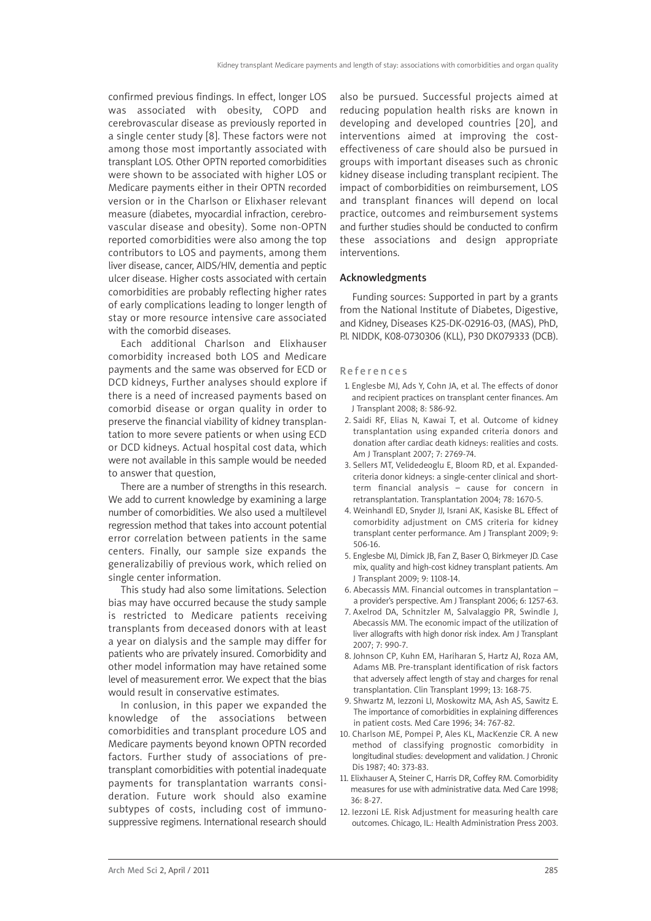confirmed previous findings. In effect, longer LOS was associated with obesity, COPD and cerebrovascular disease as previously reported in a single center study [8]. These factors were not among those most importantly associated with transplant LOS. Other OPTN reported comorbidities were shown to be associated with higher LOS or Medicare payments either in their OPTN recorded version or in the Charlson or Elixhaser relevant measure (diabetes, myocardial infraction, cerebrovascular disease and obesity). Some non-OPTN reported comorbidities were also among the top contributors to LOS and payments, among them liver disease, cancer, AIDS/HIV, dementia and peptic ulcer disease. Higher costs associated with certain comorbidities are probably reflecting higher rates of early complications leading to longer length of stay or more resource intensive care associated with the comorbid diseases.

Each additional Charlson and Elixhauser comorbidity increased both LOS and Medicare payments and the same was observed for ECD or DCD kidneys, Further analyses should explore if there is a need of increased payments based on comorbid disease or organ quality in order to preserve the financial viability of kidney transplantation to more severe patients or when using ECD or DCD kidneys. Actual hospital cost data, which were not available in this sample would be needed to answer that question,

There are a number of strengths in this research. We add to current knowledge by examining a large number of comorbidities. We also used a multilevel regression method that takes into account potential error correlation between patients in the same centers. Finally, our sample size expands the generalizabiliy of previous work, which relied on single center information.

This study had also some limitations. Selection bias may have occurred because the study sample is restricted to Medicare patients receiving transplants from deceased donors with at least a year on dialysis and the sample may differ for patients who are privately insured. Comorbidity and other model information may have retained some level of measurement error. We expect that the bias would result in conservative estimates.

In conlusion, in this paper we expanded the knowledge of the associations between comorbidities and transplant procedure LOS and Medicare payments beyond known OPTN recorded factors. Further study of associations of pre-transplant comorbidities with potential inadequate payments for transplantation warrants consideration. Future work should also examine subtypes of costs, including cost of immunosuppressive regimens. International research should also be pursued. Successful projects aimed at reducing population health risks are known in developing and developed countries [20], and interventions aimed at improving the cost-effectiveness of care should also be pursued in groups with important diseases such as chronic kidney disease including transplant recipient. The impact of comborbidities on reimbursement, LOS and transplant finances will depend on local practice, outcomes and reimbursement systems and further studies should be conducted to confirm these associations and design appropriate interventions.

## Acknowledgments

Funding sources: Supported in part by a grants from the National Institute of Diabetes, Digestive, and Kidney, Diseases K25-DK-02916-03, (MAS), PhD, P.I. NIDDK, K08-0730306 (KLL), P30 DK079333 (DCB).

## References

1. Englesbe MJ, Ads Y, Cohn JA, et al. The effects of donor and recipient practices on transplant center finances. Am J Transplant 2008; 8: 586-92.
2. Saidi RF, Elias N, Kawai T, et al. Outcome of kidney transplantation using expanded criteria donors and donation after cardiac death kidneys: realities and costs. Am J Transplant 2007; 7: 2769-74.
3. Sellers MT, Velidedeoglu E, Bloom RD, et al. Expanded-criteria donor kidneys: a single-center clinical and short-term financial analysis – cause for concern in retransplantation. Transplantation 2004; 78: 1670-5.
4. Weinhandl ED, Snyder JJ, Israni AK, Kasiske BL. Effect of comorbidity adjustment on CMS criteria for kidney transplant center performance. Am J Transplant 2009; 9: 506-16.
5. Englesbe MJ, Dimick JB, Fan Z, Baser O, Birkmeyer JD. Case mix, quality and high-cost kidney transplant patients. Am J Transplant 2009; 9: 1108-14.
6. Abecassis MM. Financial outcomes in transplantation – a provider's perspective. Am J Transplant 2006; 6: 1257-63.
7. Axelrod DA, Schnitzler M, Salvalaggio PR, Swindle J, Abecassis MM. The economic impact of the utilization of liver allografts with high donor risk index. Am J Transplant 2007; 7: 990-7.
8. Johnson CP, Kuhn EM, Hariharan S, Hartz AJ, Roza AM, Adams MB. Pre-transplant identification of risk factors that adversely affect length of stay and charges for renal transplantation. Clin Transplant 1999; 13: 168-75.
9. Shwartz M, Iezzoni LI, Moskowitz MA, Ash AS, Sawitz E. The importance of comorbidities in explaining differences in patient costs. Med Care 1996; 34: 767-82.
10. Charlson ME, Pompei P, Ales KL, MacKenzie CR. A new method of classifying prognostic comorbidity in longitudinal studies: development and validation. J Chronic Dis 1987; 40: 373-83.
11. Elixhauser A, Steiner C, Harris DR, Coffey RM. Comorbidity measures for use with administrative data. Med Care 1998; 36: 8-27.
12. Iezzoni LE. Risk Adjustment for measuring health care outcomes. Chicago, IL.: Health Administration Press 2003.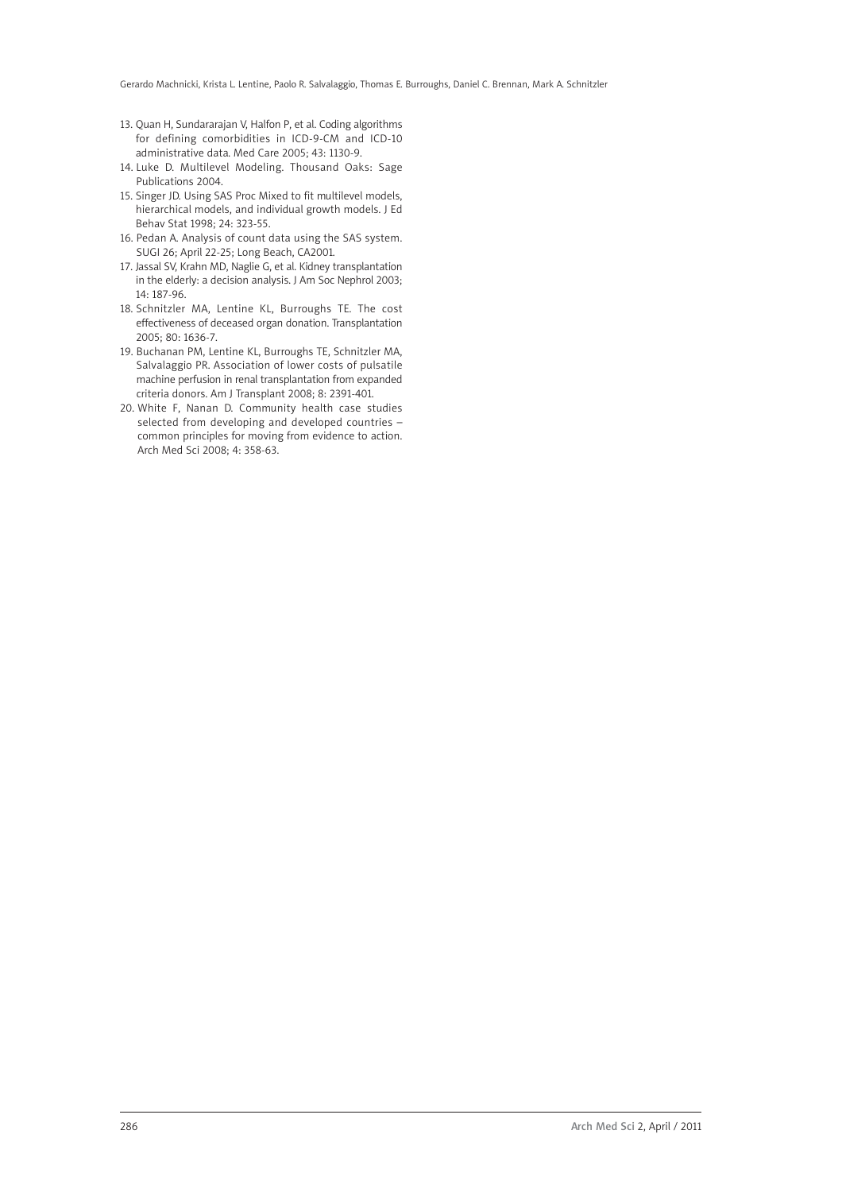13. Quan H, Sundararajan V, Halfon P, et al. Coding algorithms for defining comorbidities in ICD-9-CM and ICD-10 administrative data. Med Care 2005; 43: 1130-9.
14. Luke D. Multilevel Modeling. Thousand Oaks: Sage Publications 2004.
15. Singer JD. Using SAS Proc Mixed to fit multilevel models, hierarchical models, and individual growth models. J Ed Behav Stat 1998; 24: 323-55.
16. Pedan A. Analysis of count data using the SAS system. SUGI 26; April 22-25; Long Beach, CA2001.
17. Jassal SV, Krahn MD, Naglie G, et al. Kidney transplantation in the elderly: a decision analysis. J Am Soc Nephrol 2003; 14: 187-96.
18. Schnitzler MA, Lentine KL, Burroughs TE. The cost effectiveness of deceased organ donation. Transplantation 2005; 80: 1636-7.
19. Buchanan PM, Lentine KL, Burroughs TE, Schnitzler MA, Salvalaggio PR. Association of lower costs of pulsatile machine perfusion in renal transplantation from expanded criteria donors. Am J Transplant 2008; 8: 2391-401.
20. White F, Nanan D. Community health case studies selected from developing and developed countries – common principles for moving from evidence to action. Arch Med Sci 2008; 4: 358-63.